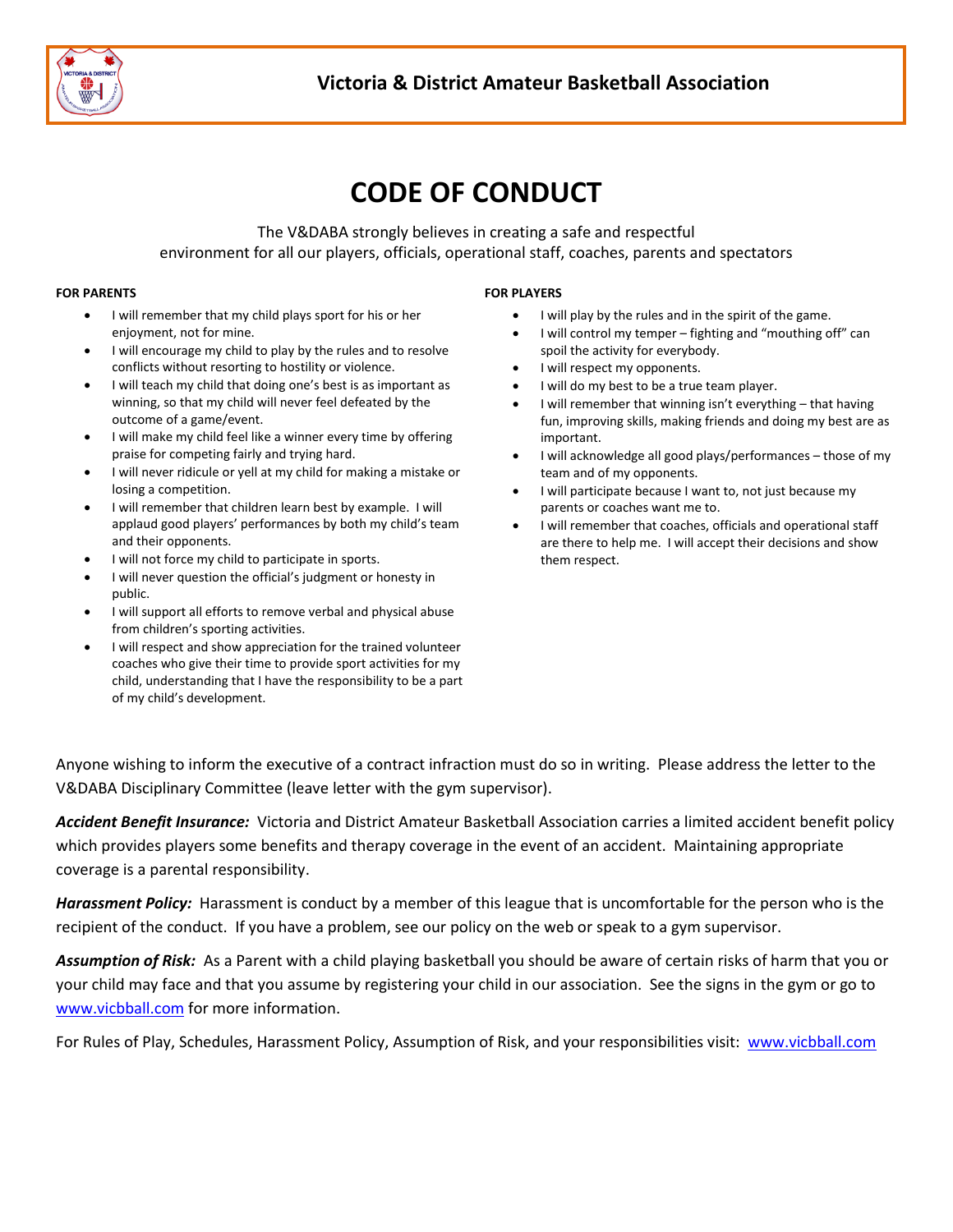## Victoria & District Amateur Basketball Association

# CODE OF CONDUCT

The V&DABA strongly believes in creating a safe and respectful environment for all our players, officials, operational staff, coaches, parents and spectators

**FOR PARENTS**

- I will remember that my child plays sport for his or her enjoyment, not for mine.
- I will encourage my child to play by the rules and to resolve conflicts without resorting to hostility or violence.
- I will teach my child that doing one's best is as important as winning, so that my child will never feel defeated by the outcome of a game/event.
- I will make my child feel like a winner every time by offering praise for competing fairly and trying hard.
- I will never ridicule or yell at my child for making a mistake or losing a competition.
- I will remember that children learn best by example. I will applaud good players' performances by both my child's team and their opponents.
- I will not force my child to participate in sports.
- I will never question the official's judgment or honesty in public.
- I will support all efforts to remove verbal and physical abuse from children's sporting activities.
- I will respect and show appreciation for the trained volunteer coaches who give their time to provide sport activities for my child, understanding that I have the responsibility to be a part of my child's development.

**FOR PLAYERS**

- I will play by the rules and in the spirit of the game.
- I will control my temper – fighting and "mouthing off" can spoil the activity for everybody.
- I will respect my opponents.
- I will do my best to be a true team player.
- I will remember that winning isn't everything – that having fun, improving skills, making friends and doing my best are as important.
- I will acknowledge all good plays/performances – those of my team and of my opponents.
- I will participate because I want to, not just because my parents or coaches want me to.
- I will remember that coaches, officials and operational staff are there to help me. I will accept their decisions and show them respect.

Anyone wishing to inform the executive of a contract infraction must do so in writing. Please address the letter to the V&DABA Disciplinary Committee (leave letter with the gym supervisor).

***Accident Benefit Insurance:*** Victoria and District Amateur Basketball Association carries a limited accident benefit policy which provides players some benefits and therapy coverage in the event of an accident. Maintaining appropriate coverage is a parental responsibility.

***Harassment Policy:*** Harassment is conduct by a member of this league that is uncomfortable for the person who is the recipient of the conduct. If you have a problem, see our policy on the web or speak to a gym supervisor.

***Assumption of Risk:*** As a Parent with a child playing basketball you should be aware of certain risks of harm that you or your child may face and that you assume by registering your child in our association. See the signs in the gym or go to www.vicbball.com for more information.

For Rules of Play, Schedules, Harassment Policy, Assumption of Risk, and your responsibilities visit: www.vicbball.com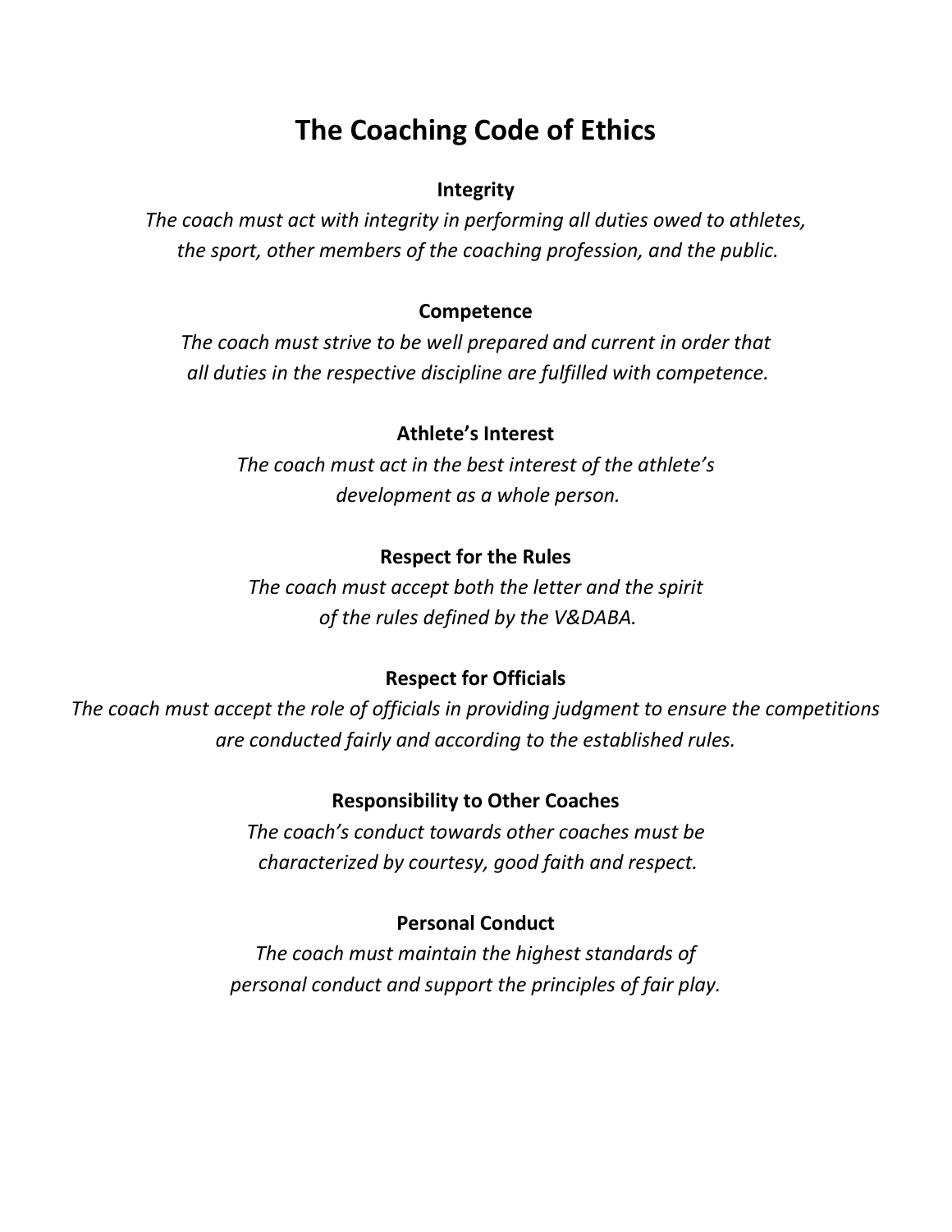# The Coaching Code of Ethics

**Integrity**

*The coach must act with integrity in performing all duties owed to athletes, the sport, other members of the coaching profession, and the public.*

**Competence**

*The coach must strive to be well prepared and current in order that all duties in the respective discipline are fulfilled with competence.*

**Athlete's Interest**

*The coach must act in the best interest of the athlete's development as a whole person.*

**Respect for the Rules**

*The coach must accept both the letter and the spirit of the rules defined by the V&DABA.*

**Respect for Officials**

*The coach must accept the role of officials in providing judgment to ensure the competitions are conducted fairly and according to the established rules.*

**Responsibility to Other Coaches**

*The coach's conduct towards other coaches must be characterized by courtesy, good faith and respect.*

**Personal Conduct**

*The coach must maintain the highest standards of personal conduct and support the principles of fair play.*